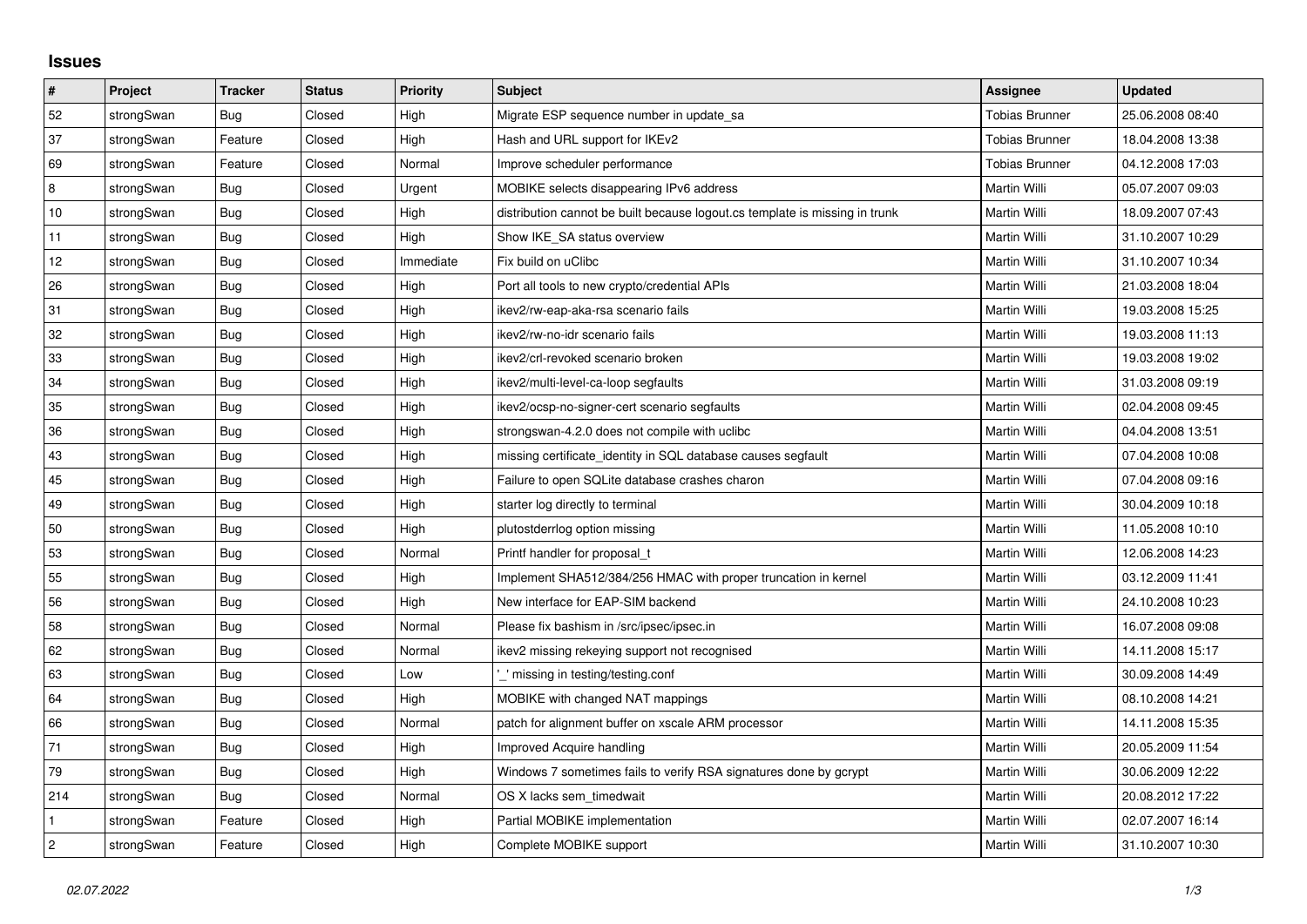# Issues

| # | Project | Tracker | Status | Priority | Subject | Assignee | Updated |
|---|---|---|---|---|---|---|---|
| 52 | strongSwan | Bug | Closed | High | Migrate ESP sequence number in update_sa | Tobias Brunner | 25.06.2008 08:40 |
| 37 | strongSwan | Feature | Closed | High | Hash and URL support for IKEv2 | Tobias Brunner | 18.04.2008 13:38 |
| 69 | strongSwan | Feature | Closed | Normal | Improve scheduler performance | Tobias Brunner | 04.12.2008 17:03 |
| 8 | strongSwan | Bug | Closed | Urgent | MOBIKE selects disappearing IPv6 address | Martin Willi | 05.07.2007 09:03 |
| 10 | strongSwan | Bug | Closed | High | distribution cannot be built because logout.cs template is missing in trunk | Martin Willi | 18.09.2007 07:43 |
| 11 | strongSwan | Bug | Closed | High | Show IKE_SA status overview | Martin Willi | 31.10.2007 10:29 |
| 12 | strongSwan | Bug | Closed | Immediate | Fix build on uClibc | Martin Willi | 31.10.2007 10:34 |
| 26 | strongSwan | Bug | Closed | High | Port all tools to new crypto/credential APIs | Martin Willi | 21.03.2008 18:04 |
| 31 | strongSwan | Bug | Closed | High | ikev2/rw-eap-aka-rsa scenario fails | Martin Willi | 19.03.2008 15:25 |
| 32 | strongSwan | Bug | Closed | High | ikev2/rw-no-idr scenario fails | Martin Willi | 19.03.2008 11:13 |
| 33 | strongSwan | Bug | Closed | High | ikev2/crl-revoked scenario broken | Martin Willi | 19.03.2008 19:02 |
| 34 | strongSwan | Bug | Closed | High | ikev2/multi-level-ca-loop segfaults | Martin Willi | 31.03.2008 09:19 |
| 35 | strongSwan | Bug | Closed | High | ikev2/ocsp-no-signer-cert scenario segfaults | Martin Willi | 02.04.2008 09:45 |
| 36 | strongSwan | Bug | Closed | High | strongswan-4.2.0 does not compile with uclibc | Martin Willi | 04.04.2008 13:51 |
| 43 | strongSwan | Bug | Closed | High | missing certificate_identity in SQL database causes segfault | Martin Willi | 07.04.2008 10:08 |
| 45 | strongSwan | Bug | Closed | High | Failure to open SQLite database crashes charon | Martin Willi | 07.04.2008 09:16 |
| 49 | strongSwan | Bug | Closed | High | starter log directly to terminal | Martin Willi | 30.04.2009 10:18 |
| 50 | strongSwan | Bug | Closed | High | plutostderrlog option missing | Martin Willi | 11.05.2008 10:10 |
| 53 | strongSwan | Bug | Closed | Normal | Printf handler for proposal_t | Martin Willi | 12.06.2008 14:23 |
| 55 | strongSwan | Bug | Closed | High | Implement SHA512/384/256 HMAC with proper truncation in kernel | Martin Willi | 03.12.2009 11:41 |
| 56 | strongSwan | Bug | Closed | High | New interface for EAP-SIM backend | Martin Willi | 24.10.2008 10:23 |
| 58 | strongSwan | Bug | Closed | Normal | Please fix bashism in /src/ipsec/ipsec.in | Martin Willi | 16.07.2008 09:08 |
| 62 | strongSwan | Bug | Closed | Normal | ikev2 missing rekeying support not recognised | Martin Willi | 14.11.2008 15:17 |
| 63 | strongSwan | Bug | Closed | Low | '_' missing in testing/testing.conf | Martin Willi | 30.09.2008 14:49 |
| 64 | strongSwan | Bug | Closed | High | MOBIKE with changed NAT mappings | Martin Willi | 08.10.2008 14:21 |
| 66 | strongSwan | Bug | Closed | Normal | patch for alignment buffer on xscale ARM processor | Martin Willi | 14.11.2008 15:35 |
| 71 | strongSwan | Bug | Closed | High | Improved Acquire handling | Martin Willi | 20.05.2009 11:54 |
| 79 | strongSwan | Bug | Closed | High | Windows 7 sometimes fails to verify RSA signatures done by gcrypt | Martin Willi | 30.06.2009 12:22 |
| 214 | strongSwan | Bug | Closed | Normal | OS X lacks sem_timedwait | Martin Willi | 20.08.2012 17:22 |
| 1 | strongSwan | Feature | Closed | High | Partial MOBIKE implementation | Martin Willi | 02.07.2007 16:14 |
| 2 | strongSwan | Feature | Closed | High | Complete MOBIKE support | Martin Willi | 31.10.2007 10:30 |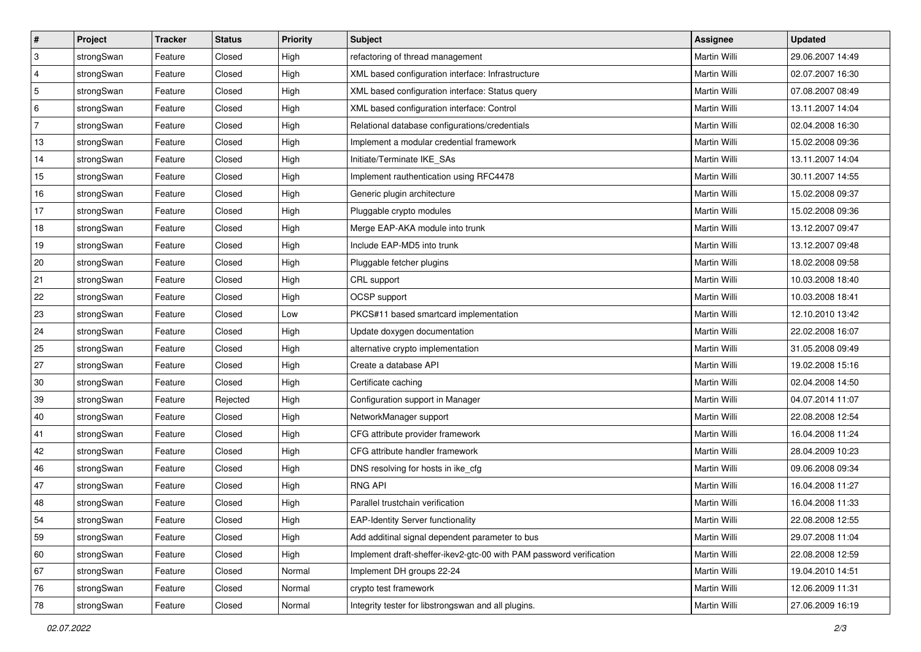| # | Project | Tracker | Status | Priority | Subject | Assignee | Updated |
|---|---|---|---|---|---|---|---|
| 3 | strongSwan | Feature | Closed | High | refactoring of thread management | Martin Willi | 29.06.2007 14:49 |
| 4 | strongSwan | Feature | Closed | High | XML based configuration interface: Infrastructure | Martin Willi | 02.07.2007 16:30 |
| 5 | strongSwan | Feature | Closed | High | XML based configuration interface: Status query | Martin Willi | 07.08.2007 08:49 |
| 6 | strongSwan | Feature | Closed | High | XML based configuration interface: Control | Martin Willi | 13.11.2007 14:04 |
| 7 | strongSwan | Feature | Closed | High | Relational database configurations/credentials | Martin Willi | 02.04.2008 16:30 |
| 13 | strongSwan | Feature | Closed | High | Implement a modular credential framework | Martin Willi | 15.02.2008 09:36 |
| 14 | strongSwan | Feature | Closed | High | Initiate/Terminate IKE_SAs | Martin Willi | 13.11.2007 14:04 |
| 15 | strongSwan | Feature | Closed | High | Implement rauthentication using RFC4478 | Martin Willi | 30.11.2007 14:55 |
| 16 | strongSwan | Feature | Closed | High | Generic plugin architecture | Martin Willi | 15.02.2008 09:37 |
| 17 | strongSwan | Feature | Closed | High | Pluggable crypto modules | Martin Willi | 15.02.2008 09:36 |
| 18 | strongSwan | Feature | Closed | High | Merge EAP-AKA module into trunk | Martin Willi | 13.12.2007 09:47 |
| 19 | strongSwan | Feature | Closed | High | Include EAP-MD5 into trunk | Martin Willi | 13.12.2007 09:48 |
| 20 | strongSwan | Feature | Closed | High | Pluggable fetcher plugins | Martin Willi | 18.02.2008 09:58 |
| 21 | strongSwan | Feature | Closed | High | CRL support | Martin Willi | 10.03.2008 18:40 |
| 22 | strongSwan | Feature | Closed | High | OCSP support | Martin Willi | 10.03.2008 18:41 |
| 23 | strongSwan | Feature | Closed | Low | PKCS#11 based smartcard implementation | Martin Willi | 12.10.2010 13:42 |
| 24 | strongSwan | Feature | Closed | High | Update doxygen documentation | Martin Willi | 22.02.2008 16:07 |
| 25 | strongSwan | Feature | Closed | High | alternative crypto implementation | Martin Willi | 31.05.2008 09:49 |
| 27 | strongSwan | Feature | Closed | High | Create a database API | Martin Willi | 19.02.2008 15:16 |
| 30 | strongSwan | Feature | Closed | High | Certificate caching | Martin Willi | 02.04.2008 14:50 |
| 39 | strongSwan | Feature | Rejected | High | Configuration support in Manager | Martin Willi | 04.07.2014 11:07 |
| 40 | strongSwan | Feature | Closed | High | NetworkManager support | Martin Willi | 22.08.2008 12:54 |
| 41 | strongSwan | Feature | Closed | High | CFG attribute provider framework | Martin Willi | 16.04.2008 11:24 |
| 42 | strongSwan | Feature | Closed | High | CFG attribute handler framework | Martin Willi | 28.04.2009 10:23 |
| 46 | strongSwan | Feature | Closed | High | DNS resolving for hosts in ike_cfg | Martin Willi | 09.06.2008 09:34 |
| 47 | strongSwan | Feature | Closed | High | RNG API | Martin Willi | 16.04.2008 11:27 |
| 48 | strongSwan | Feature | Closed | High | Parallel trustchain verification | Martin Willi | 16.04.2008 11:33 |
| 54 | strongSwan | Feature | Closed | High | EAP-Identity Server functionality | Martin Willi | 22.08.2008 12:55 |
| 59 | strongSwan | Feature | Closed | High | Add additinal signal dependent parameter to bus | Martin Willi | 29.07.2008 11:04 |
| 60 | strongSwan | Feature | Closed | High | Implement draft-sheffer-ikev2-gtc-00 with PAM password verification | Martin Willi | 22.08.2008 12:59 |
| 67 | strongSwan | Feature | Closed | Normal | Implement DH groups 22-24 | Martin Willi | 19.04.2010 14:51 |
| 76 | strongSwan | Feature | Closed | Normal | crypto test framework | Martin Willi | 12.06.2009 11:31 |
| 78 | strongSwan | Feature | Closed | Normal | Integrity tester for libstrongswan and all plugins. | Martin Willi | 27.06.2009 16:19 |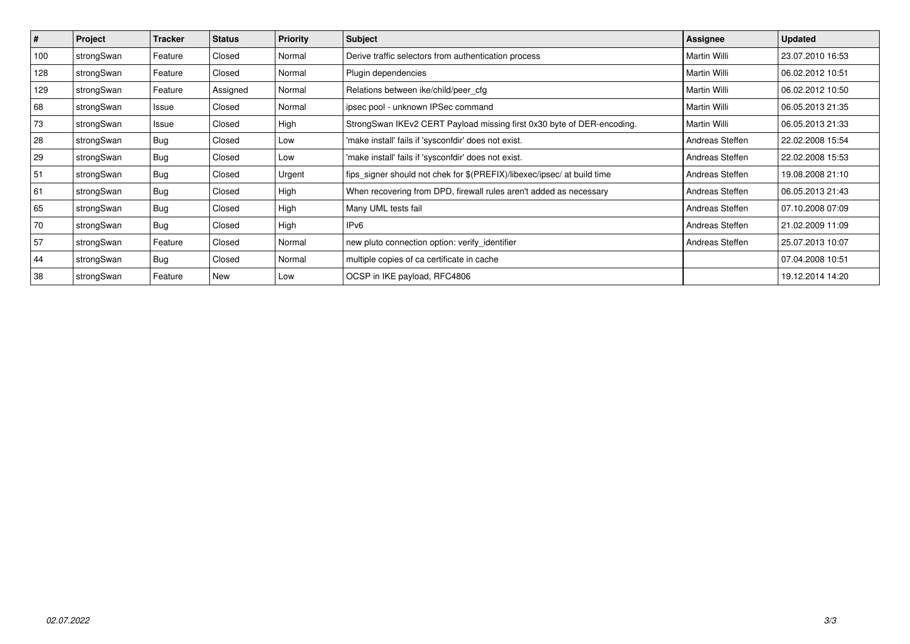| # | Project | Tracker | Status | Priority | Subject | Assignee | Updated |
|---|---|---|---|---|---|---|---|
| 100 | strongSwan | Feature | Closed | Normal | Derive traffic selectors from authentication process | Martin Willi | 23.07.2010 16:53 |
| 128 | strongSwan | Feature | Closed | Normal | Plugin dependencies | Martin Willi | 06.02.2012 10:51 |
| 129 | strongSwan | Feature | Assigned | Normal | Relations between ike/child/peer_cfg | Martin Willi | 06.02.2012 10:50 |
| 68 | strongSwan | Issue | Closed | Normal | ipsec pool - unknown IPSec command | Martin Willi | 06.05.2013 21:35 |
| 73 | strongSwan | Issue | Closed | High | StrongSwan IKEv2 CERT Payload missing first 0x30 byte of DER-encoding. | Martin Willi | 06.05.2013 21:33 |
| 28 | strongSwan | Bug | Closed | Low | 'make install' fails if 'sysconfdir' does not exist. | Andreas Steffen | 22.02.2008 15:54 |
| 29 | strongSwan | Bug | Closed | Low | 'make install' fails if 'sysconfdir' does not exist. | Andreas Steffen | 22.02.2008 15:53 |
| 51 | strongSwan | Bug | Closed | Urgent | fips_signer should not chek for $(PREFIX)/libexec/ipsec/ at build time | Andreas Steffen | 19.08.2008 21:10 |
| 61 | strongSwan | Bug | Closed | High | When recovering from DPD, firewall rules aren't added as necessary | Andreas Steffen | 06.05.2013 21:43 |
| 65 | strongSwan | Bug | Closed | High | Many UML tests fail | Andreas Steffen | 07.10.2008 07:09 |
| 70 | strongSwan | Bug | Closed | High | IPv6 | Andreas Steffen | 21.02.2009 11:09 |
| 57 | strongSwan | Feature | Closed | Normal | new pluto connection option: verify_identifier | Andreas Steffen | 25.07.2013 10:07 |
| 44 | strongSwan | Bug | Closed | Normal | multiple copies of ca certificate in cache | | 07.04.2008 10:51 |
| 38 | strongSwan | Feature | New | Low | OCSP in IKE payload, RFC4806 | | 19.12.2014 14:20 |